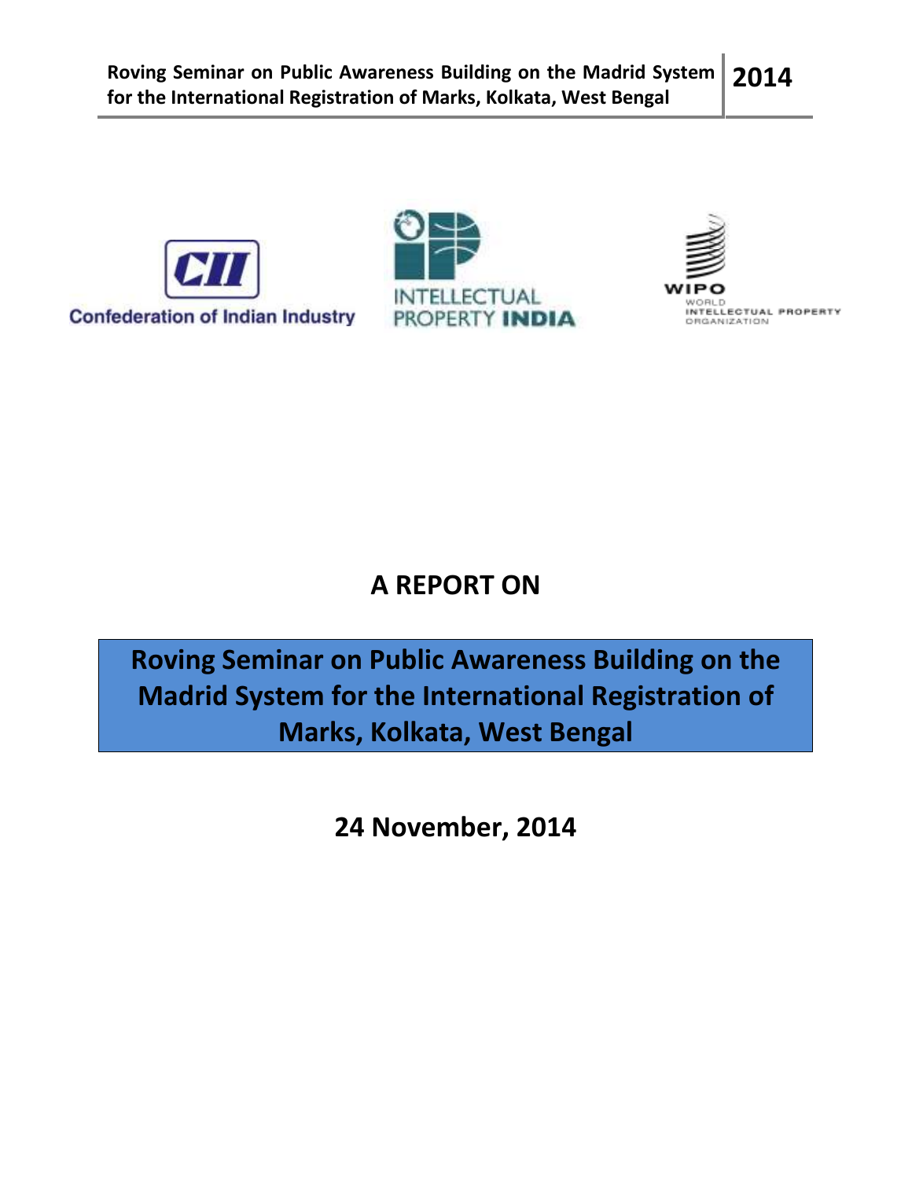Confederation of Indian Industry

INTELLECTUAL PROPERTY INDIA

WIPO WORLD INTELLECTUAL PROPERTY ORGANIZATION

# A REPORT ON

# Roving Seminar on Public Awareness Building on the Madrid System for the International Registration of Marks, Kolkata, West Bengal

## 24 November, 2014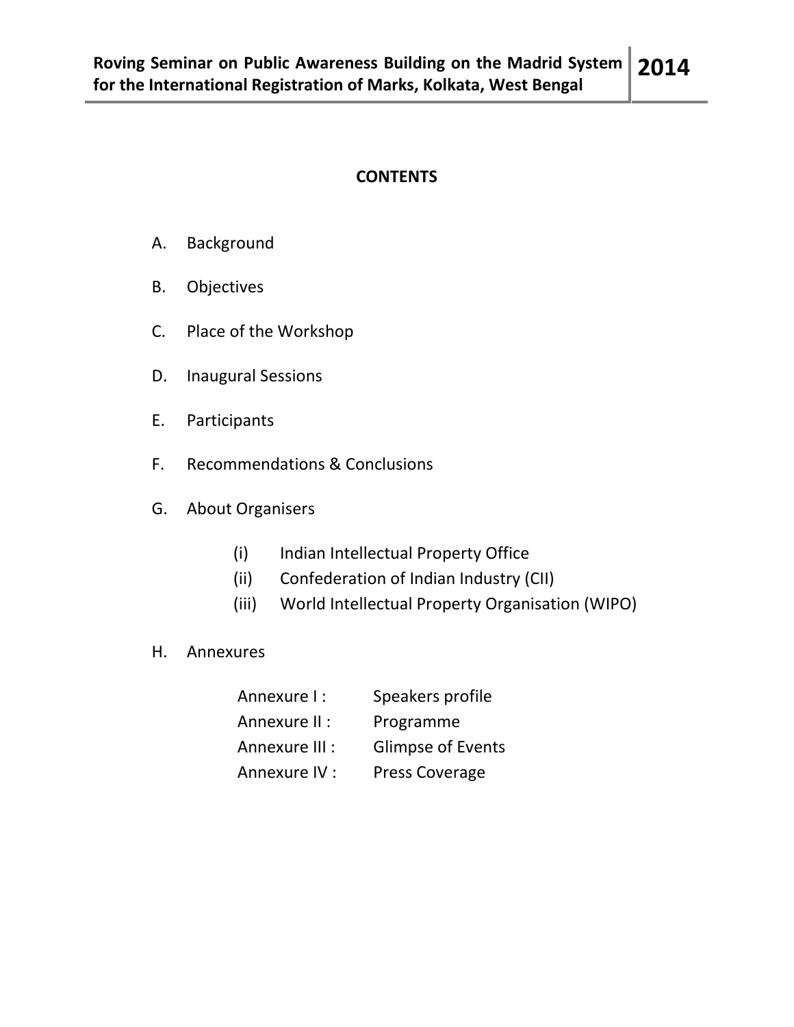## CONTENTS

A. Background

B. Objectives

C. Place of the Workshop

D. Inaugural Sessions

E. Participants

F. Recommendations & Conclusions

G. About Organisers

   (i) Indian Intellectual Property Office
   (ii) Confederation of Indian Industry (CII)
   (iii) World Intellectual Property Organisation (WIPO)

H. Annexures

   Annexure I : Speakers profile
   Annexure II : Programme
   Annexure III : Glimpse of Events
   Annexure IV : Press Coverage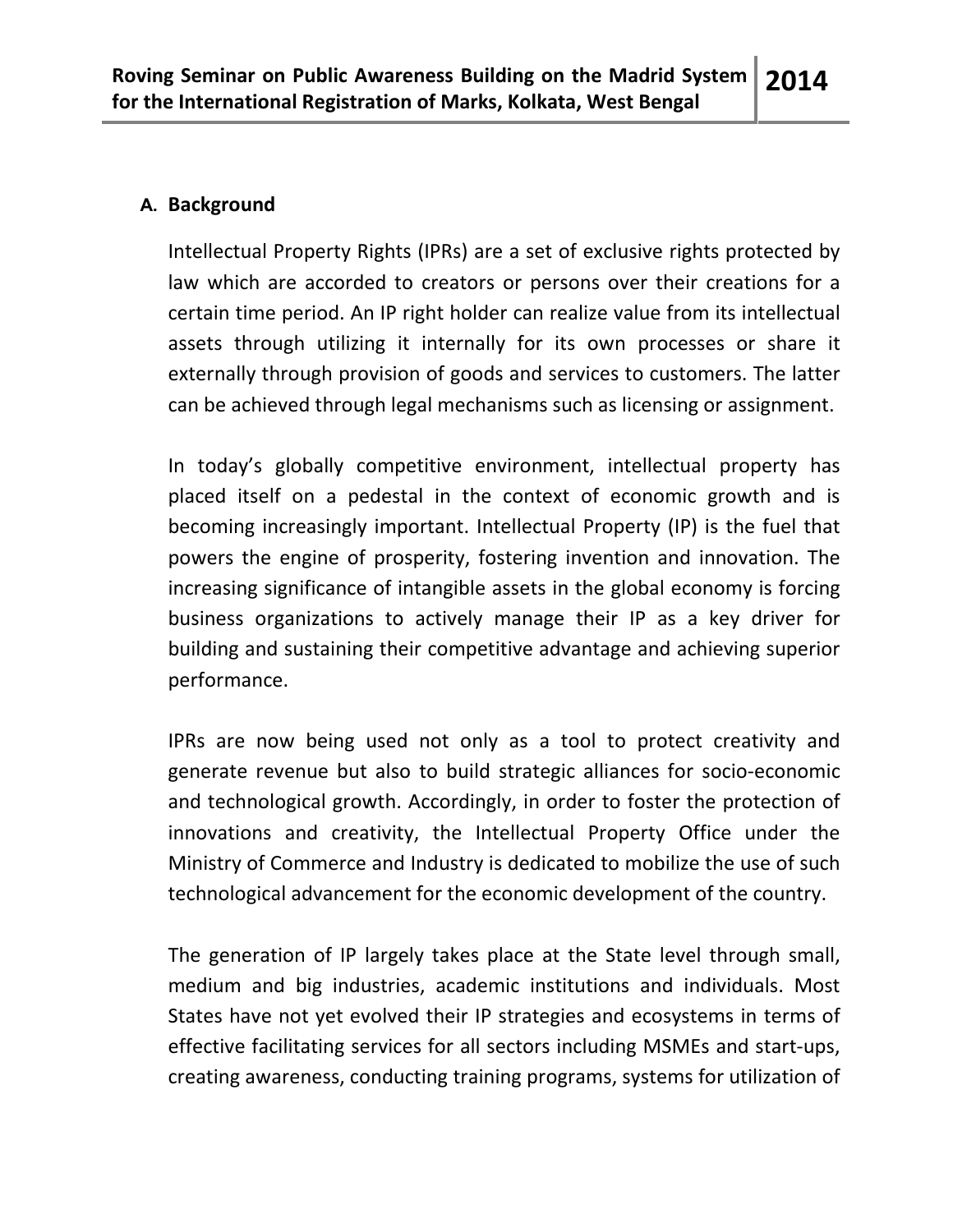## A. Background

Intellectual Property Rights (IPRs) are a set of exclusive rights protected by law which are accorded to creators or persons over their creations for a certain time period. An IP right holder can realize value from its intellectual assets through utilizing it internally for its own processes or share it externally through provision of goods and services to customers. The latter can be achieved through legal mechanisms such as licensing or assignment.

In today's globally competitive environment, intellectual property has placed itself on a pedestal in the context of economic growth and is becoming increasingly important. Intellectual Property (IP) is the fuel that powers the engine of prosperity, fostering invention and innovation. The increasing significance of intangible assets in the global economy is forcing business organizations to actively manage their IP as a key driver for building and sustaining their competitive advantage and achieving superior performance.

IPRs are now being used not only as a tool to protect creativity and generate revenue but also to build strategic alliances for socio-economic and technological growth. Accordingly, in order to foster the protection of innovations and creativity, the Intellectual Property Office under the Ministry of Commerce and Industry is dedicated to mobilize the use of such technological advancement for the economic development of the country.

The generation of IP largely takes place at the State level through small, medium and big industries, academic institutions and individuals. Most States have not yet evolved their IP strategies and ecosystems in terms of effective facilitating services for all sectors including MSMEs and start-ups, creating awareness, conducting training programs, systems for utilization of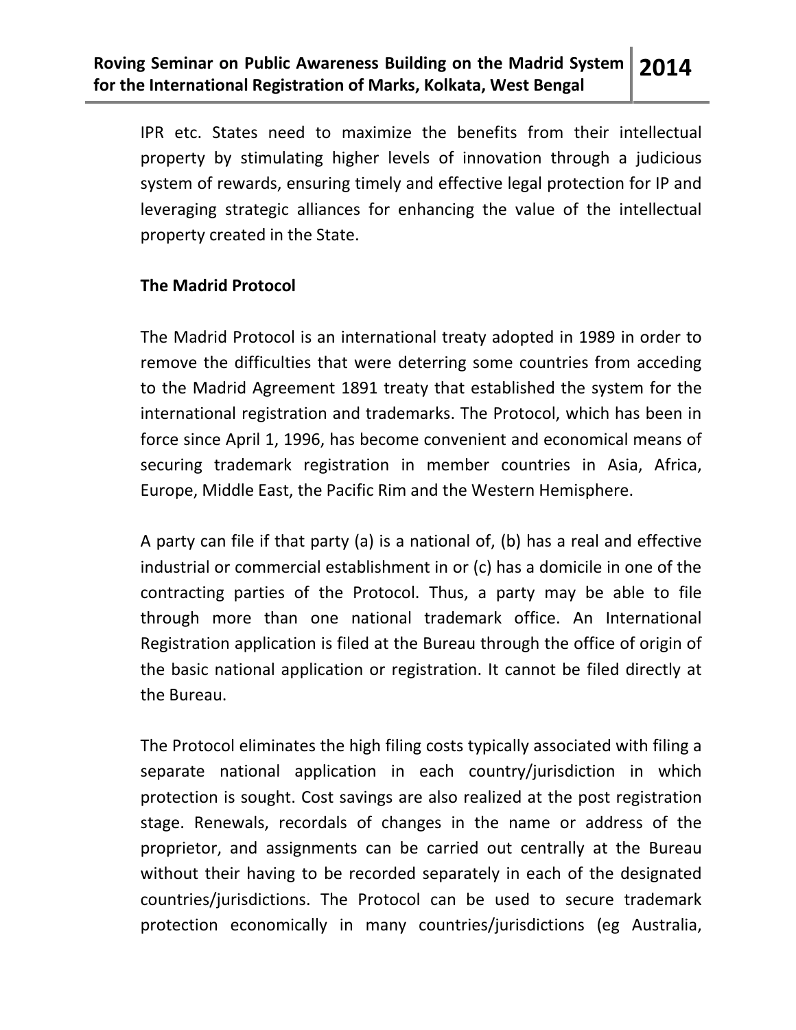IPR etc. States need to maximize the benefits from their intellectual property by stimulating higher levels of innovation through a judicious system of rewards, ensuring timely and effective legal protection for IP and leveraging strategic alliances for enhancing the value of the intellectual property created in the State.

**The Madrid Protocol**

The Madrid Protocol is an international treaty adopted in 1989 in order to remove the difficulties that were deterring some countries from acceding to the Madrid Agreement 1891 treaty that established the system for the international registration and trademarks. The Protocol, which has been in force since April 1, 1996, has become convenient and economical means of securing trademark registration in member countries in Asia, Africa, Europe, Middle East, the Pacific Rim and the Western Hemisphere.

A party can file if that party (a) is a national of, (b) has a real and effective industrial or commercial establishment in or (c) has a domicile in one of the contracting parties of the Protocol. Thus, a party may be able to file through more than one national trademark office. An International Registration application is filed at the Bureau through the office of origin of the basic national application or registration. It cannot be filed directly at the Bureau.

The Protocol eliminates the high filing costs typically associated with filing a separate national application in each country/jurisdiction in which protection is sought. Cost savings are also realized at the post registration stage. Renewals, recordals of changes in the name or address of the proprietor, and assignments can be carried out centrally at the Bureau without their having to be recorded separately in each of the designated countries/jurisdictions. The Protocol can be used to secure trademark protection economically in many countries/jurisdictions (eg Australia,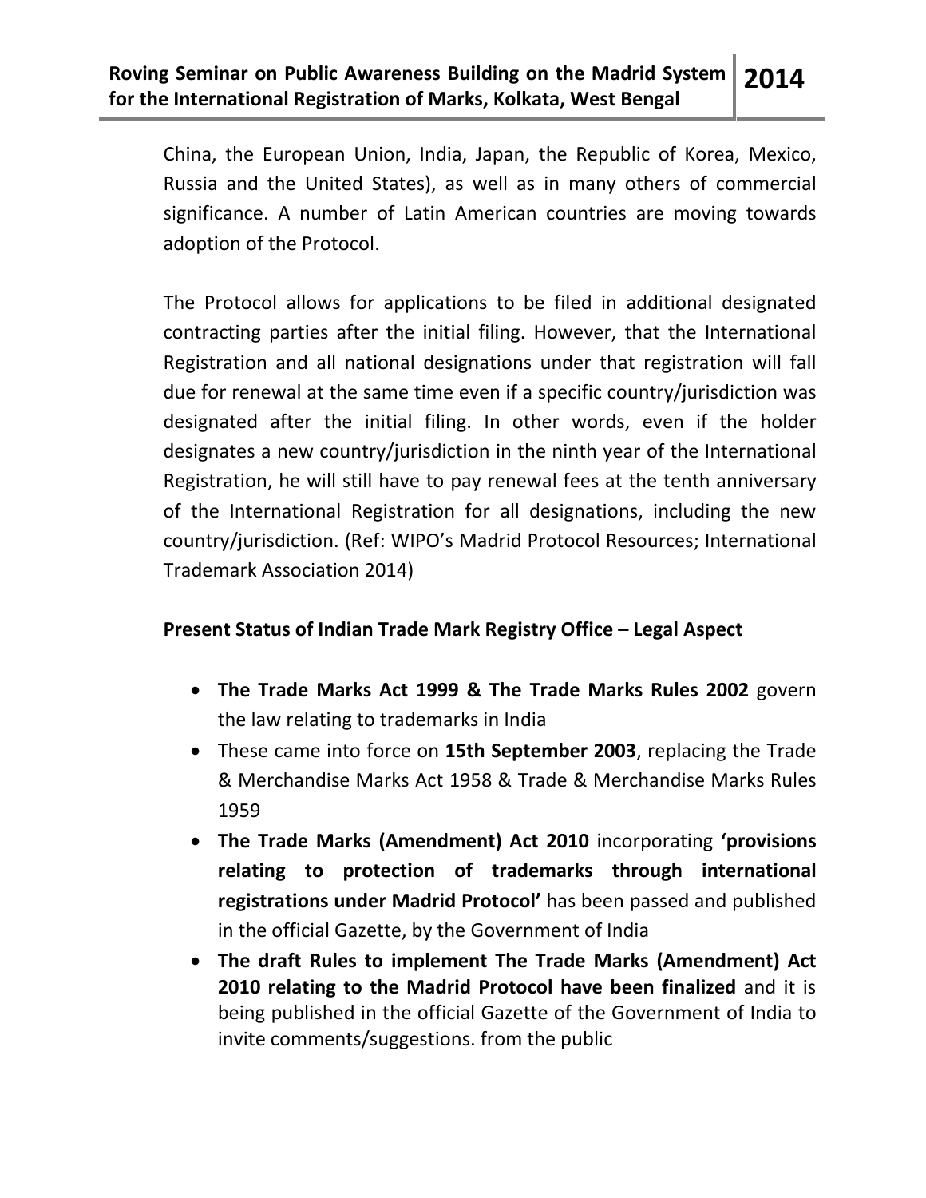China, the European Union, India, Japan, the Republic of Korea, Mexico, Russia and the United States), as well as in many others of commercial significance. A number of Latin American countries are moving towards adoption of the Protocol.

The Protocol allows for applications to be filed in additional designated contracting parties after the initial filing. However, that the International Registration and all national designations under that registration will fall due for renewal at the same time even if a specific country/jurisdiction was designated after the initial filing. In other words, even if the holder designates a new country/jurisdiction in the ninth year of the International Registration, he will still have to pay renewal fees at the tenth anniversary of the International Registration for all designations, including the new country/jurisdiction. (Ref: WIPO's Madrid Protocol Resources; International Trademark Association 2014)

**Present Status of Indian Trade Mark Registry Office – Legal Aspect**

- **The Trade Marks Act 1999 & The Trade Marks Rules 2002** govern the law relating to trademarks in India
- These came into force on **15th September 2003**, replacing the Trade & Merchandise Marks Act 1958 & Trade & Merchandise Marks Rules 1959
- **The Trade Marks (Amendment) Act 2010** incorporating **'provisions relating to protection of trademarks through international registrations under Madrid Protocol'** has been passed and published in the official Gazette, by the Government of India
- **The draft Rules to implement The Trade Marks (Amendment) Act 2010 relating to the Madrid Protocol have been finalized** and it is being published in the official Gazette of the Government of India to invite comments/suggestions. from the public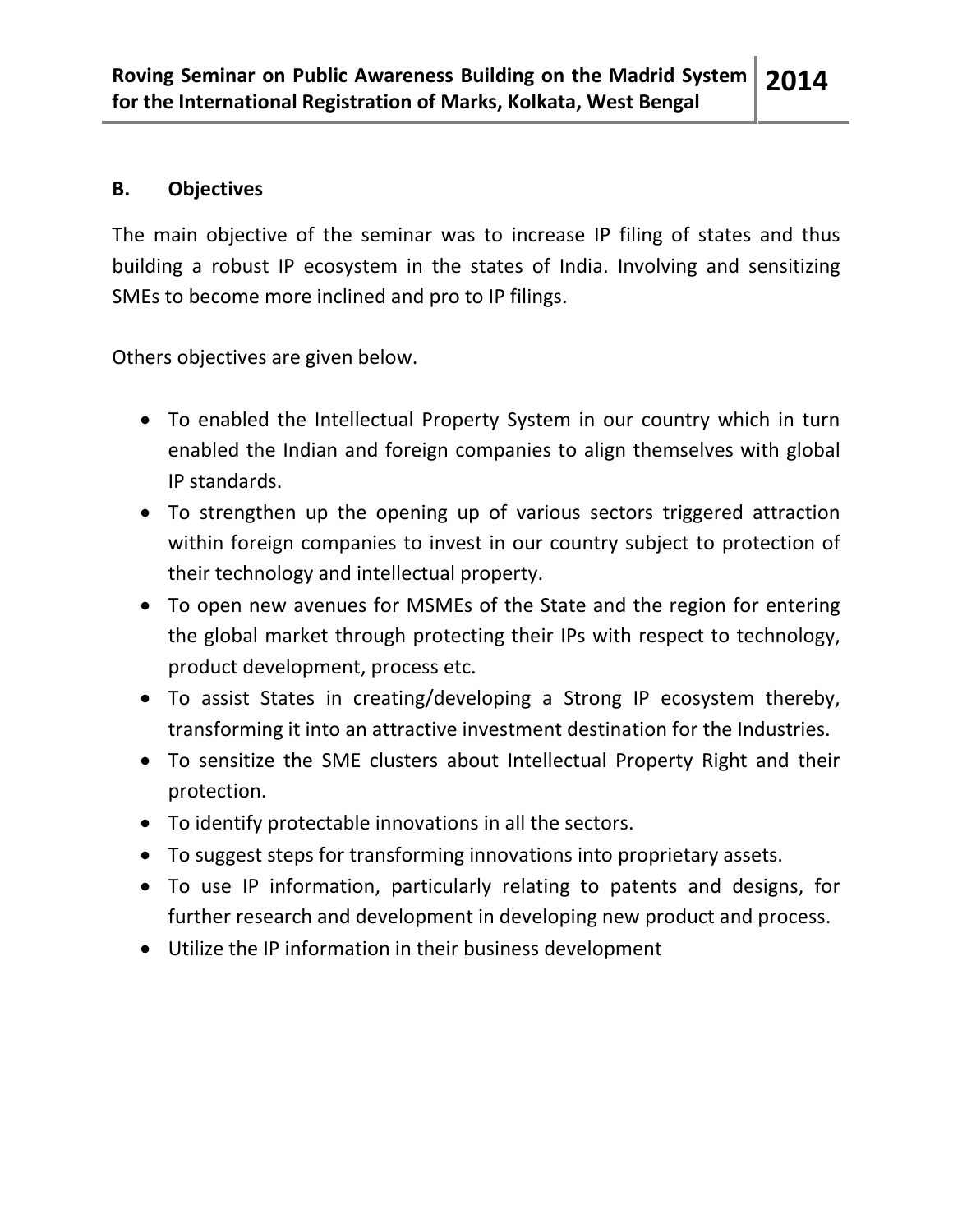## B. Objectives

The main objective of the seminar was to increase IP filing of states and thus building a robust IP ecosystem in the states of India. Involving and sensitizing SMEs to become more inclined and pro to IP filings.

Others objectives are given below.

- To enabled the Intellectual Property System in our country which in turn enabled the Indian and foreign companies to align themselves with global IP standards.
- To strengthen up the opening up of various sectors triggered attraction within foreign companies to invest in our country subject to protection of their technology and intellectual property.
- To open new avenues for MSMEs of the State and the region for entering the global market through protecting their IPs with respect to technology, product development, process etc.
- To assist States in creating/developing a Strong IP ecosystem thereby, transforming it into an attractive investment destination for the Industries.
- To sensitize the SME clusters about Intellectual Property Right and their protection.
- To identify protectable innovations in all the sectors.
- To suggest steps for transforming innovations into proprietary assets.
- To use IP information, particularly relating to patents and designs, for further research and development in developing new product and process.
- Utilize the IP information in their business development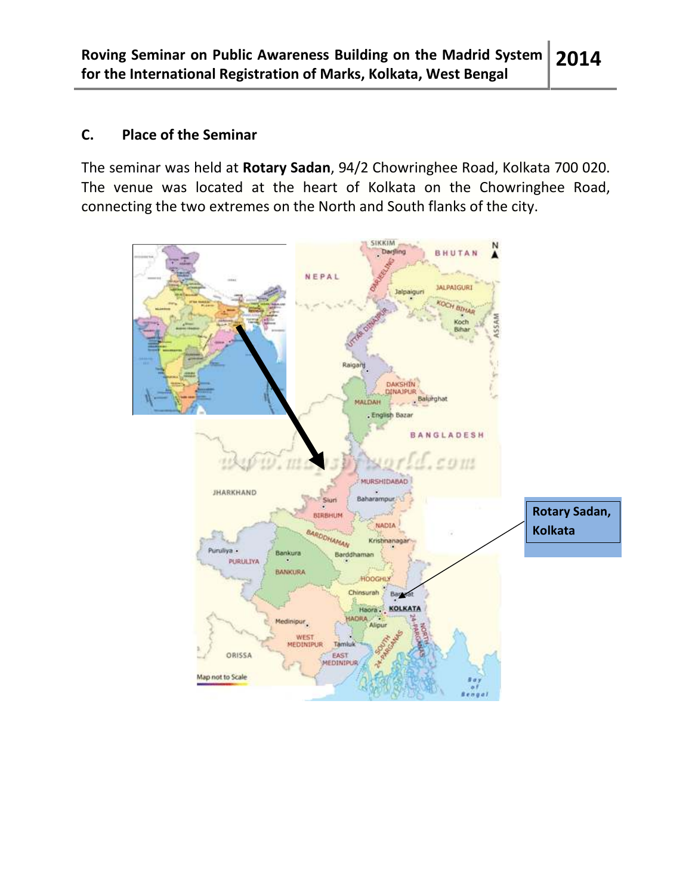## C. Place of the Seminar

The seminar was held at **Rotary Sadan**, 94/2 Chowringhee Road, Kolkata 700 020. The venue was located at the heart of Kolkata on the Chowringhee Road, connecting the two extremes on the North and South flanks of the city.

**Rotary Sadan, Kolkata**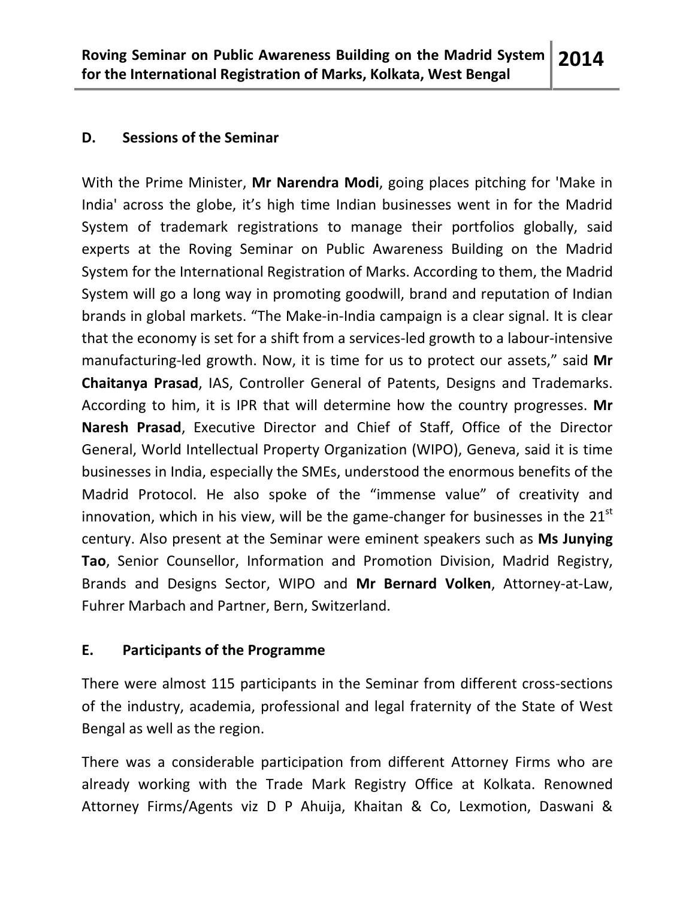## D. Sessions of the Seminar

With the Prime Minister, **Mr Narendra Modi**, going places pitching for 'Make in India' across the globe, it's high time Indian businesses went in for the Madrid System of trademark registrations to manage their portfolios globally, said experts at the Roving Seminar on Public Awareness Building on the Madrid System for the International Registration of Marks. According to them, the Madrid System will go a long way in promoting goodwill, brand and reputation of Indian brands in global markets. "The Make-in-India campaign is a clear signal. It is clear that the economy is set for a shift from a services-led growth to a labour-intensive manufacturing-led growth. Now, it is time for us to protect our assets," said **Mr Chaitanya Prasad**, IAS, Controller General of Patents, Designs and Trademarks. According to him, it is IPR that will determine how the country progresses. **Mr Naresh Prasad**, Executive Director and Chief of Staff, Office of the Director General, World Intellectual Property Organization (WIPO), Geneva, said it is time businesses in India, especially the SMEs, understood the enormous benefits of the Madrid Protocol. He also spoke of the "immense value" of creativity and innovation, which in his view, will be the game-changer for businesses in the 21st century. Also present at the Seminar were eminent speakers such as **Ms Junying Tao**, Senior Counsellor, Information and Promotion Division, Madrid Registry, Brands and Designs Sector, WIPO and **Mr Bernard Volken**, Attorney-at-Law, Fuhrer Marbach and Partner, Bern, Switzerland.

## E. Participants of the Programme

There were almost 115 participants in the Seminar from different cross-sections of the industry, academia, professional and legal fraternity of the State of West Bengal as well as the region.

There was a considerable participation from different Attorney Firms who are already working with the Trade Mark Registry Office at Kolkata. Renowned Attorney Firms/Agents viz D P Ahuija, Khaitan & Co, Lexmotion, Daswani &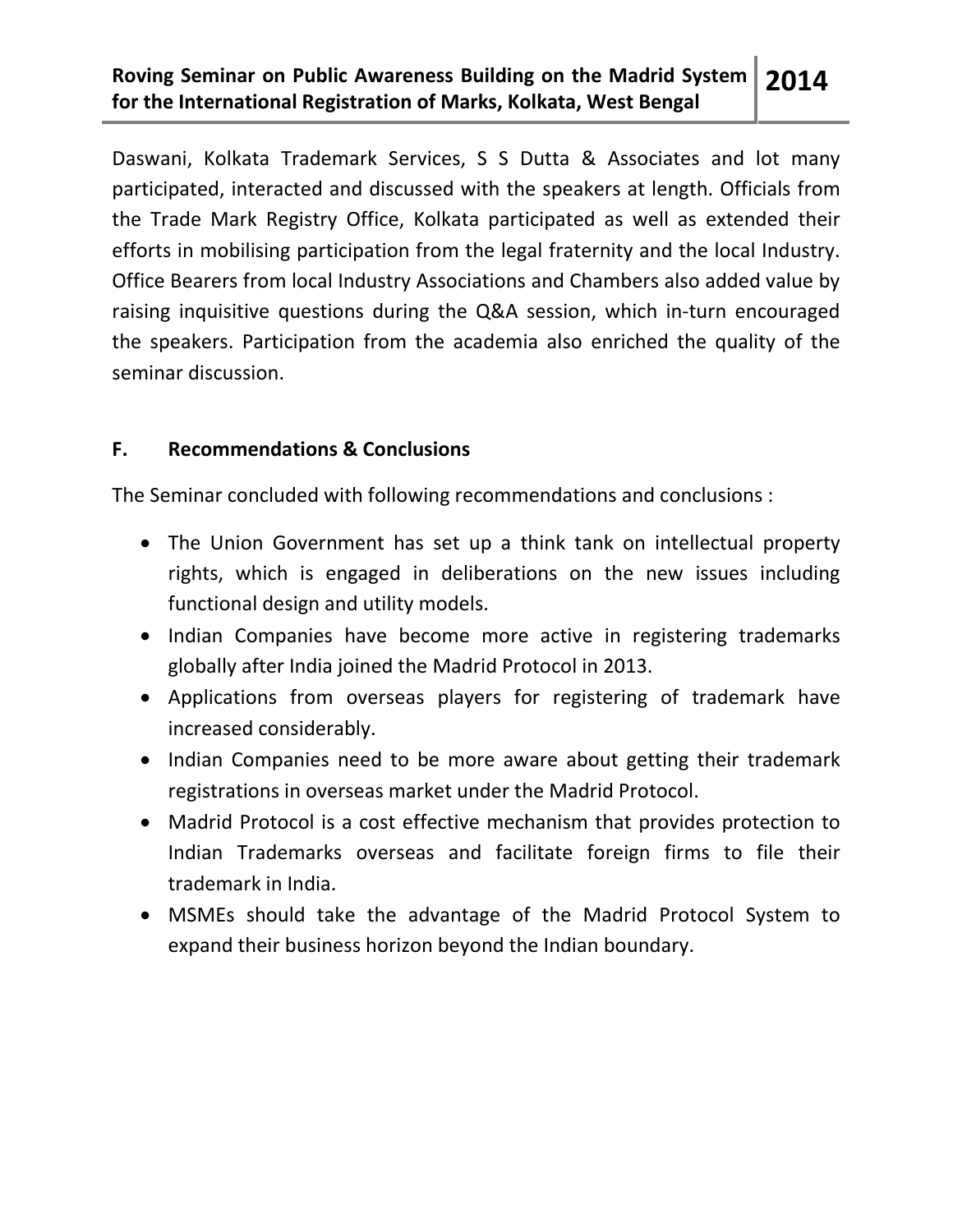Daswani, Kolkata Trademark Services, S S Dutta & Associates and lot many participated, interacted and discussed with the speakers at length. Officials from the Trade Mark Registry Office, Kolkata participated as well as extended their efforts in mobilising participation from the legal fraternity and the local Industry. Office Bearers from local Industry Associations and Chambers also added value by raising inquisitive questions during the Q&A session, which in-turn encouraged the speakers. Participation from the academia also enriched the quality of the seminar discussion.

## F. Recommendations & Conclusions

The Seminar concluded with following recommendations and conclusions :

- The Union Government has set up a think tank on intellectual property rights, which is engaged in deliberations on the new issues including functional design and utility models.
- Indian Companies have become more active in registering trademarks globally after India joined the Madrid Protocol in 2013.
- Applications from overseas players for registering of trademark have increased considerably.
- Indian Companies need to be more aware about getting their trademark registrations in overseas market under the Madrid Protocol.
- Madrid Protocol is a cost effective mechanism that provides protection to Indian Trademarks overseas and facilitate foreign firms to file their trademark in India.
- MSMEs should take the advantage of the Madrid Protocol System to expand their business horizon beyond the Indian boundary.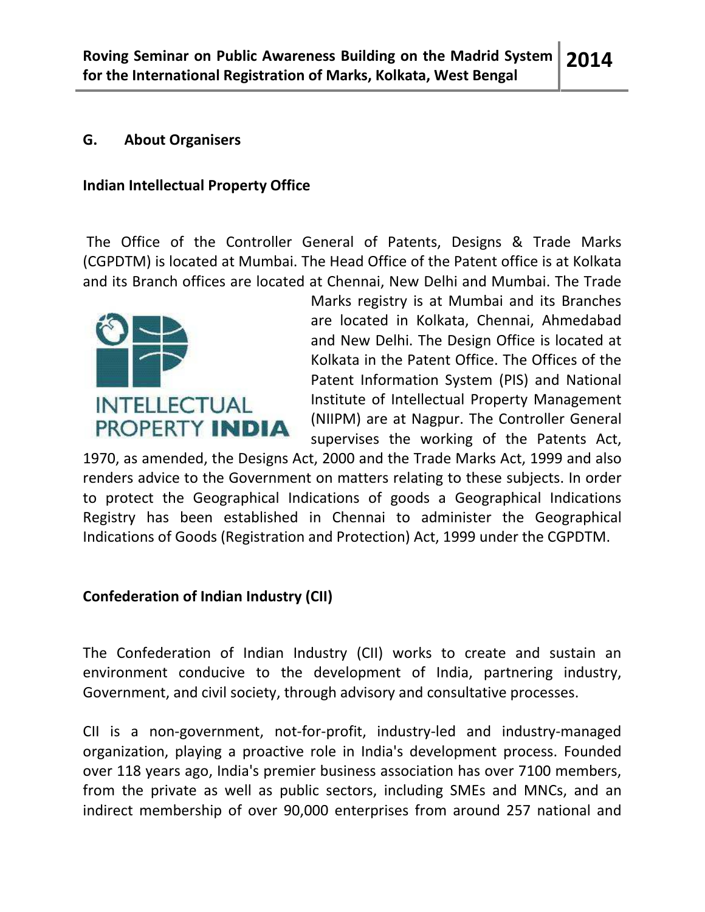## G. About Organisers

### Indian Intellectual Property Office

The Office of the Controller General of Patents, Designs & Trade Marks (CGPDTM) is located at Mumbai. The Head Office of the Patent office is at Kolkata and its Branch offices are located at Chennai, New Delhi and Mumbai. The Trade Marks registry is at Mumbai and its Branches are located in Kolkata, Chennai, Ahmedabad and New Delhi. The Design Office is located at Kolkata in the Patent Office. The Offices of the Patent Information System (PIS) and National Institute of Intellectual Property Management (NIIPM) are at Nagpur. The Controller General supervises the working of the Patents Act, 1970, as amended, the Designs Act, 2000 and the Trade Marks Act, 1999 and also renders advice to the Government on matters relating to these subjects. In order to protect the Geographical Indications of goods a Geographical Indications Registry has been established in Chennai to administer the Geographical Indications of Goods (Registration and Protection) Act, 1999 under the CGPDTM.

### Confederation of Indian Industry (CII)

The Confederation of Indian Industry (CII) works to create and sustain an environment conducive to the development of India, partnering industry, Government, and civil society, through advisory and consultative processes.

CII is a non-government, not-for-profit, industry-led and industry-managed organization, playing a proactive role in India's development process. Founded over 118 years ago, India's premier business association has over 7100 members, from the private as well as public sectors, including SMEs and MNCs, and an indirect membership of over 90,000 enterprises from around 257 national and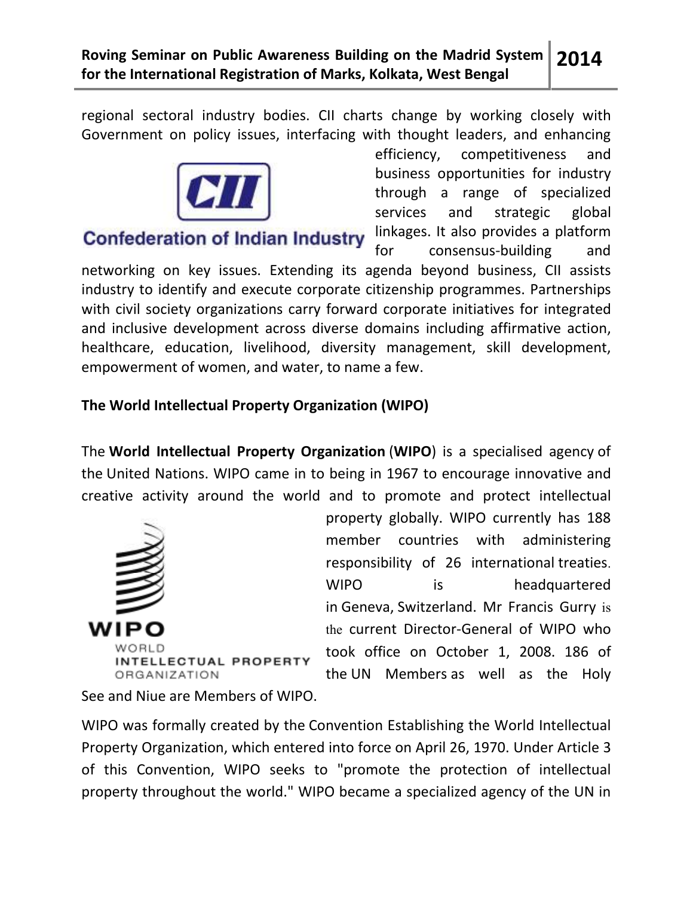regional sectoral industry bodies. CII charts change by working closely with Government on policy issues, interfacing with thought leaders, and enhancing efficiency, competitiveness and business opportunities for industry through a range of specialized services and strategic global linkages. It also provides a platform for consensus-building and networking on key issues. Extending its agenda beyond business, CII assists industry to identify and execute corporate citizenship programmes. Partnerships with civil society organizations carry forward corporate initiatives for integrated and inclusive development across diverse domains including affirmative action, healthcare, education, livelihood, diversity management, skill development, empowerment of women, and water, to name a few.

**The World Intellectual Property Organization (WIPO)**

The **World Intellectual Property Organization** (**WIPO**) is a specialised agency of the United Nations. WIPO came in to being in 1967 to encourage innovative and creative activity around the world and to promote and protect intellectual property globally. WIPO currently has 188 member countries with administering responsibility of 26 international treaties. WIPO is headquartered in Geneva, Switzerland. Mr Francis Gurry is the current Director-General of WIPO who took office on October 1, 2008. 186 of the UN Members as well as the Holy See and Niue are Members of WIPO.

WIPO was formally created by the Convention Establishing the World Intellectual Property Organization, which entered into force on April 26, 1970. Under Article 3 of this Convention, WIPO seeks to "promote the protection of intellectual property throughout the world." WIPO became a specialized agency of the UN in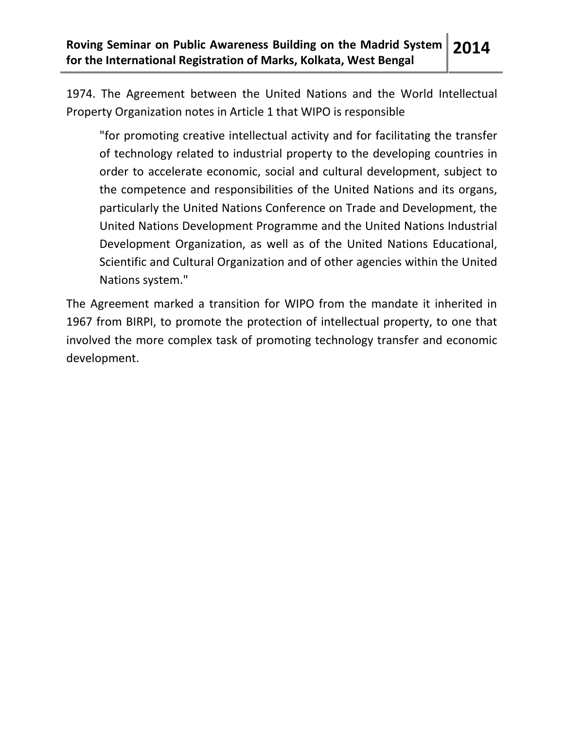1974. The Agreement between the United Nations and the World Intellectual Property Organization notes in Article 1 that WIPO is responsible

> "for promoting creative intellectual activity and for facilitating the transfer of technology related to industrial property to the developing countries in order to accelerate economic, social and cultural development, subject to the competence and responsibilities of the United Nations and its organs, particularly the United Nations Conference on Trade and Development, the United Nations Development Programme and the United Nations Industrial Development Organization, as well as of the United Nations Educational, Scientific and Cultural Organization and of other agencies within the United Nations system."

The Agreement marked a transition for WIPO from the mandate it inherited in 1967 from BIRPI, to promote the protection of intellectual property, to one that involved the more complex task of promoting technology transfer and economic development.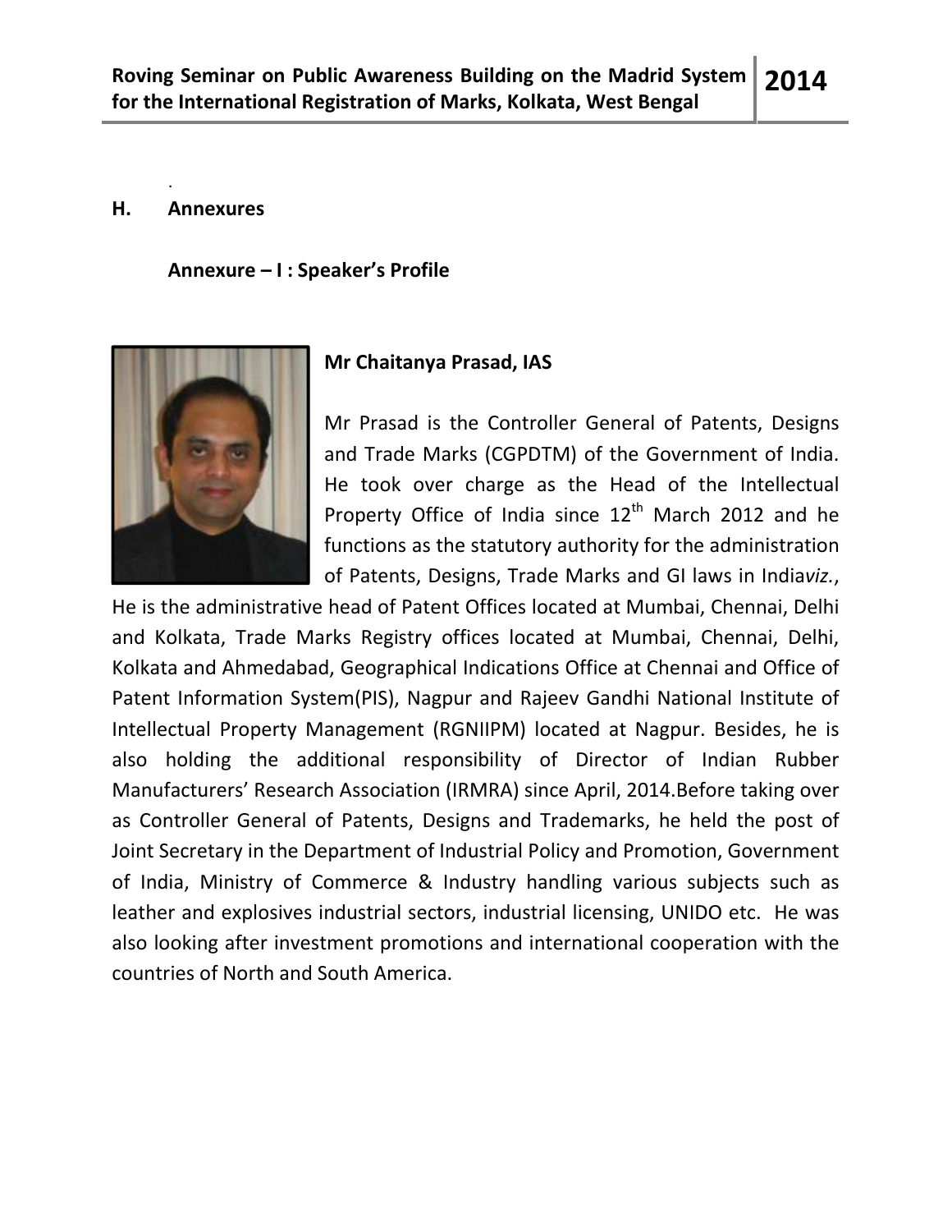## H. Annexures

### Annexure – I : Speaker's Profile

**Mr Chaitanya Prasad, IAS**

Mr Prasad is the Controller General of Patents, Designs and Trade Marks (CGPDTM) of the Government of India. He took over charge as the Head of the Intellectual Property Office of India since 12th March 2012 and he functions as the statutory authority for the administration of Patents, Designs, Trade Marks and GI laws in India*viz.*, He is the administrative head of Patent Offices located at Mumbai, Chennai, Delhi and Kolkata, Trade Marks Registry offices located at Mumbai, Chennai, Delhi, Kolkata and Ahmedabad, Geographical Indications Office at Chennai and Office of Patent Information System(PIS), Nagpur and Rajeev Gandhi National Institute of Intellectual Property Management (RGNIIPM) located at Nagpur. Besides, he is also holding the additional responsibility of Director of Indian Rubber Manufacturers' Research Association (IRMRA) since April, 2014.Before taking over as Controller General of Patents, Designs and Trademarks, he held the post of Joint Secretary in the Department of Industrial Policy and Promotion, Government of India, Ministry of Commerce & Industry handling various subjects such as leather and explosives industrial sectors, industrial licensing, UNIDO etc. He was also looking after investment promotions and international cooperation with the countries of North and South America.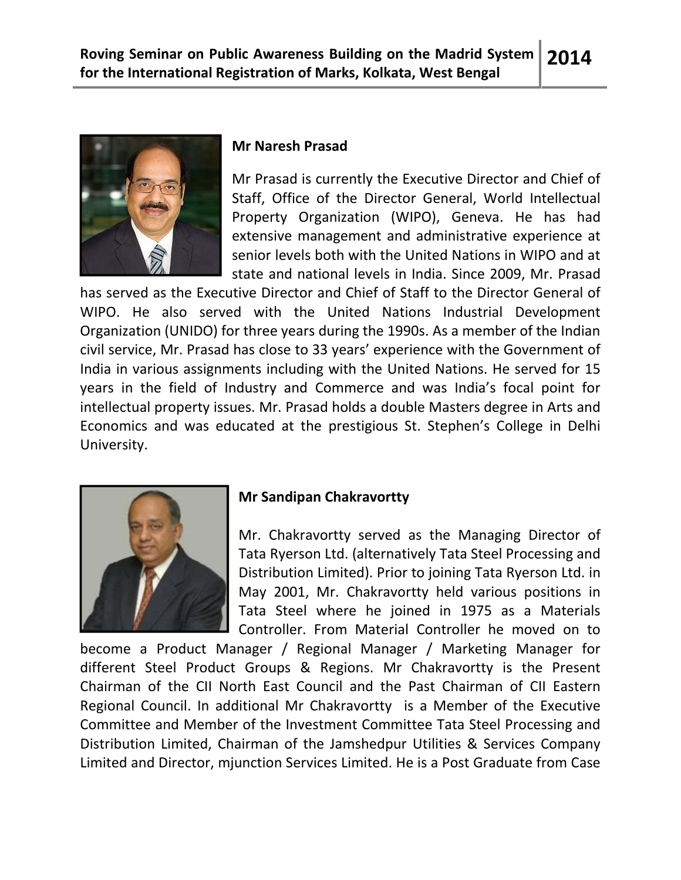**Mr Naresh Prasad**

Mr Prasad is currently the Executive Director and Chief of Staff, Office of the Director General, World Intellectual Property Organization (WIPO), Geneva. He has had extensive management and administrative experience at senior levels both with the United Nations in WIPO and at state and national levels in India. Since 2009, Mr. Prasad has served as the Executive Director and Chief of Staff to the Director General of WIPO. He also served with the United Nations Industrial Development Organization (UNIDO) for three years during the 1990s. As a member of the Indian civil service, Mr. Prasad has close to 33 years' experience with the Government of India in various assignments including with the United Nations. He served for 15 years in the field of Industry and Commerce and was India's focal point for intellectual property issues. Mr. Prasad holds a double Masters degree in Arts and Economics and was educated at the prestigious St. Stephen's College in Delhi University.

**Mr Sandipan Chakravortty**

Mr. Chakravortty served as the Managing Director of Tata Ryerson Ltd. (alternatively Tata Steel Processing and Distribution Limited). Prior to joining Tata Ryerson Ltd. in May 2001, Mr. Chakravortty held various positions in Tata Steel where he joined in 1975 as a Materials Controller. From Material Controller he moved on to become a Product Manager / Regional Manager / Marketing Manager for different Steel Product Groups & Regions. Mr Chakravortty is the Present Chairman of the CII North East Council and the Past Chairman of CII Eastern Regional Council. In additional Mr Chakravortty is a Member of the Executive Committee and Member of the Investment Committee Tata Steel Processing and Distribution Limited, Chairman of the Jamshedpur Utilities & Services Company Limited and Director, mjunction Services Limited. He is a Post Graduate from Case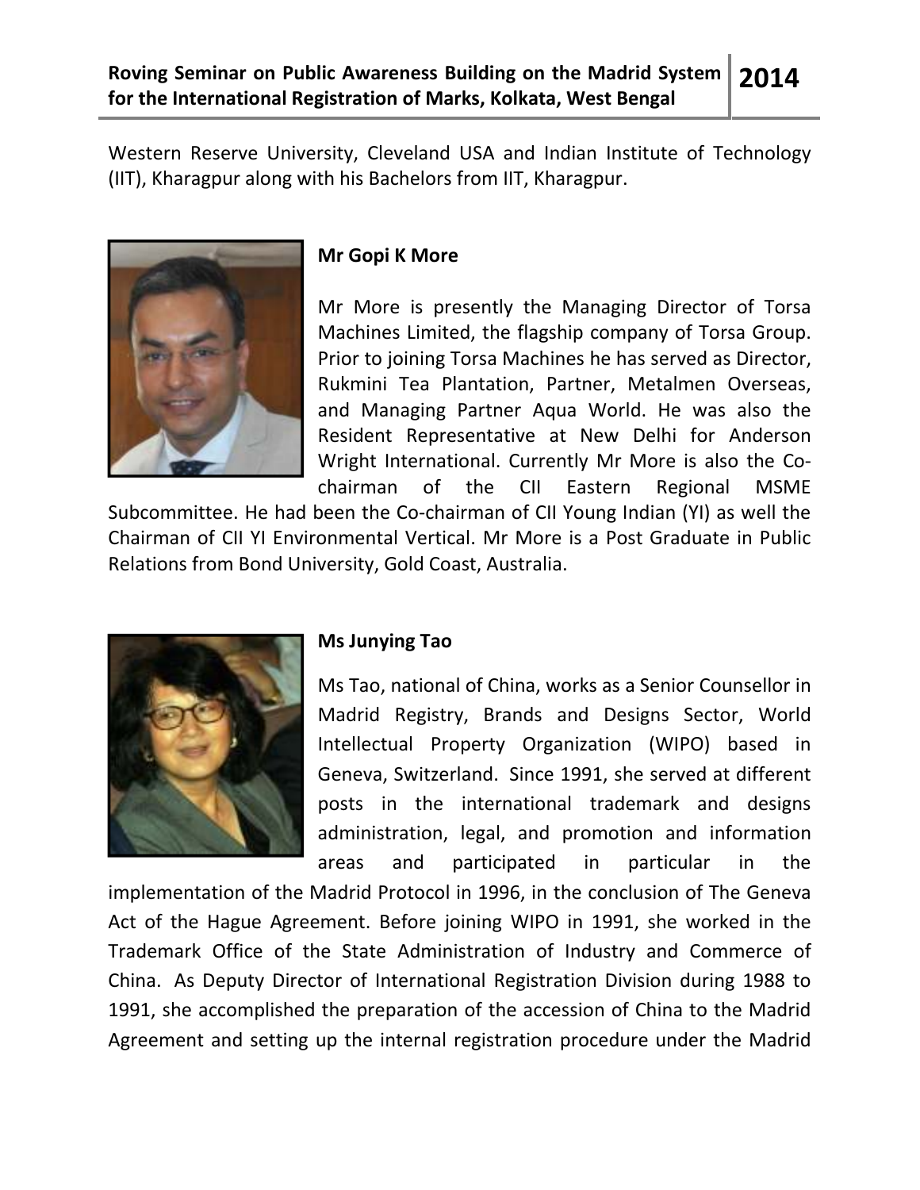Western Reserve University, Cleveland USA and Indian Institute of Technology (IIT), Kharagpur along with his Bachelors from IIT, Kharagpur.

**Mr Gopi K More**

Mr More is presently the Managing Director of Torsa Machines Limited, the flagship company of Torsa Group. Prior to joining Torsa Machines he has served as Director, Rukmini Tea Plantation, Partner, Metalmen Overseas, and Managing Partner Aqua World. He was also the Resident Representative at New Delhi for Anderson Wright International. Currently Mr More is also the Co-chairman of the CII Eastern Regional MSME Subcommittee. He had been the Co-chairman of CII Young Indian (YI) as well the Chairman of CII YI Environmental Vertical. Mr More is a Post Graduate in Public Relations from Bond University, Gold Coast, Australia.

**Ms Junying Tao**

Ms Tao, national of China, works as a Senior Counsellor in Madrid Registry, Brands and Designs Sector, World Intellectual Property Organization (WIPO) based in Geneva, Switzerland. Since 1991, she served at different posts in the international trademark and designs administration, legal, and promotion and information areas and participated in particular in the implementation of the Madrid Protocol in 1996, in the conclusion of The Geneva Act of the Hague Agreement. Before joining WIPO in 1991, she worked in the Trademark Office of the State Administration of Industry and Commerce of China. As Deputy Director of International Registration Division during 1988 to 1991, she accomplished the preparation of the accession of China to the Madrid Agreement and setting up the internal registration procedure under the Madrid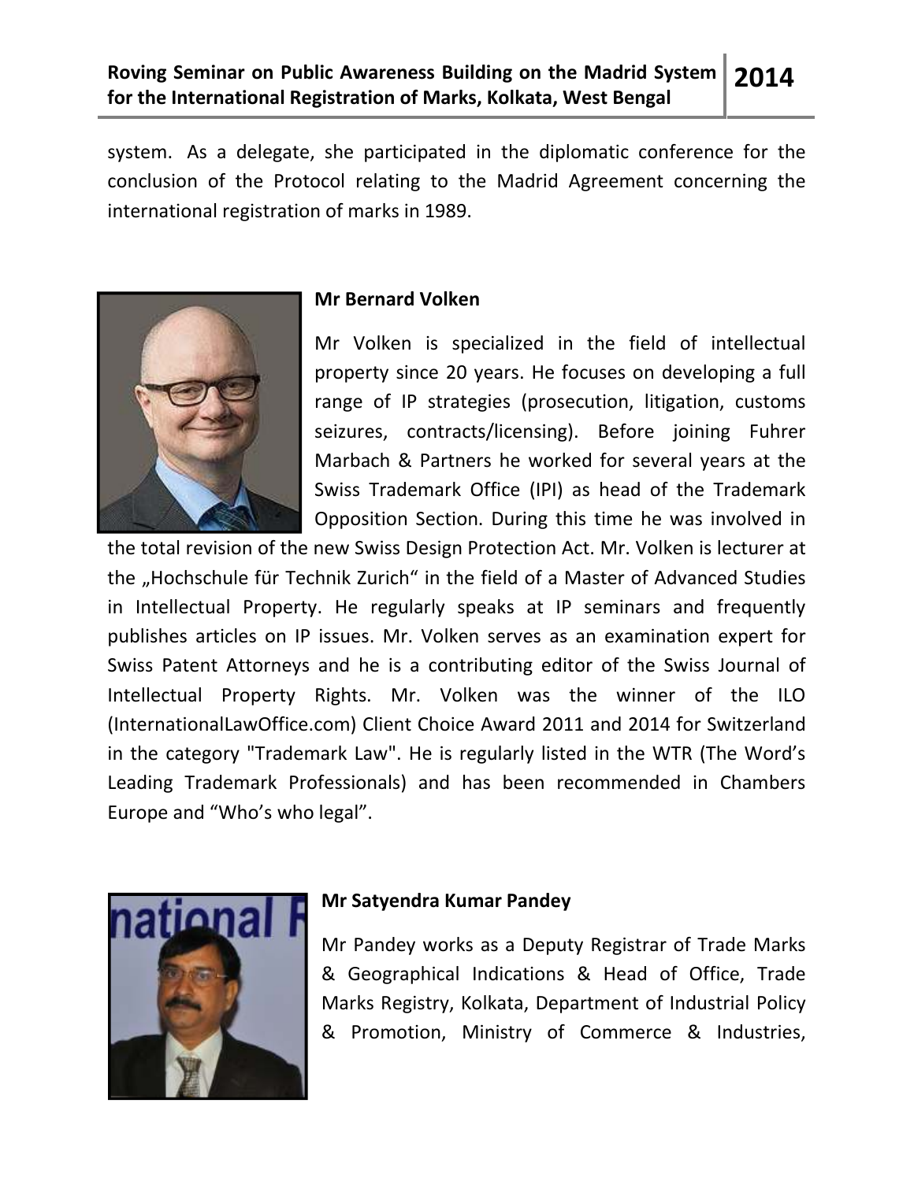system. As a delegate, she participated in the diplomatic conference for the conclusion of the Protocol relating to the Madrid Agreement concerning the international registration of marks in 1989.

**Mr Bernard Volken**

Mr Volken is specialized in the field of intellectual property since 20 years. He focuses on developing a full range of IP strategies (prosecution, litigation, customs seizures, contracts/licensing). Before joining Fuhrer Marbach & Partners he worked for several years at the Swiss Trademark Office (IPI) as head of the Trademark Opposition Section. During this time he was involved in the total revision of the new Swiss Design Protection Act. Mr. Volken is lecturer at the „Hochschule für Technik Zurich" in the field of a Master of Advanced Studies in Intellectual Property. He regularly speaks at IP seminars and frequently publishes articles on IP issues. Mr. Volken serves as an examination expert for Swiss Patent Attorneys and he is a contributing editor of the Swiss Journal of Intellectual Property Rights. Mr. Volken was the winner of the ILO (InternationalLawOffice.com) Client Choice Award 2011 and 2014 for Switzerland in the category "Trademark Law". He is regularly listed in the WTR (The Word's Leading Trademark Professionals) and has been recommended in Chambers Europe and "Who's who legal".

**Mr Satyendra Kumar Pandey**

Mr Pandey works as a Deputy Registrar of Trade Marks & Geographical Indications & Head of Office, Trade Marks Registry, Kolkata, Department of Industrial Policy & Promotion, Ministry of Commerce & Industries,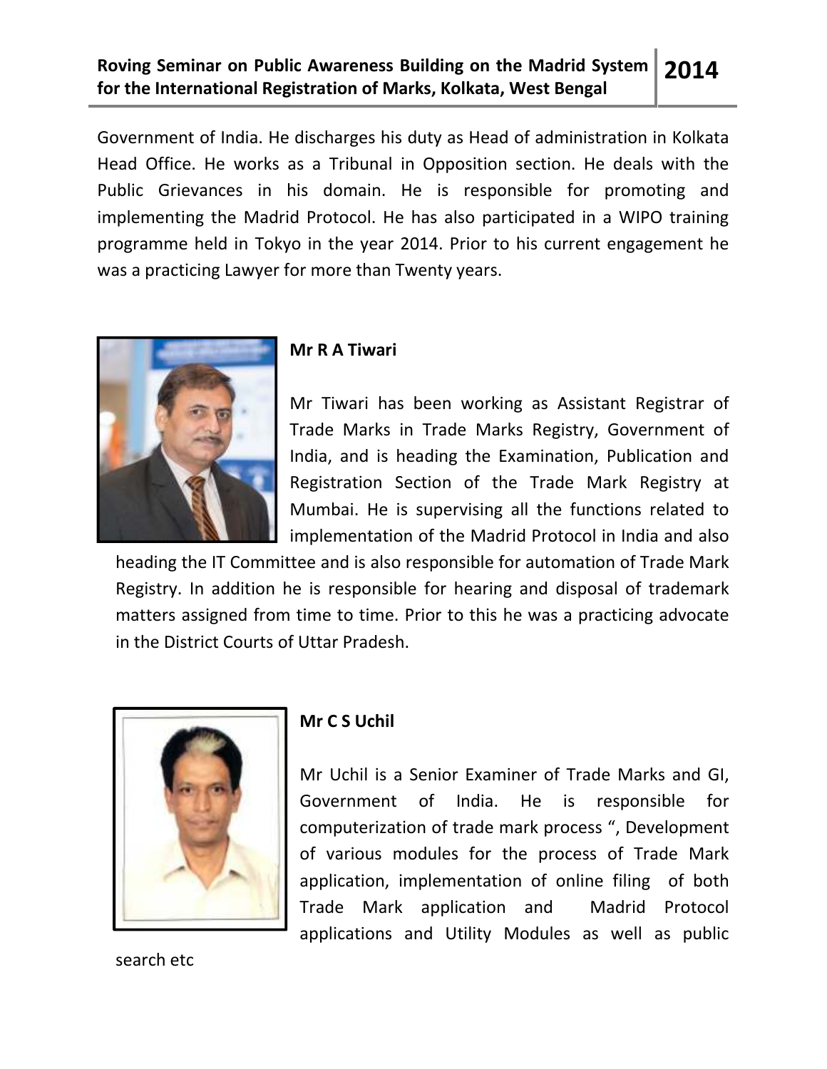Government of India. He discharges his duty as Head of administration in Kolkata Head Office. He works as a Tribunal in Opposition section. He deals with the Public Grievances in his domain. He is responsible for promoting and implementing the Madrid Protocol. He has also participated in a WIPO training programme held in Tokyo in the year 2014. Prior to his current engagement he was a practicing Lawyer for more than Twenty years.

**Mr R A Tiwari**

Mr Tiwari has been working as Assistant Registrar of Trade Marks in Trade Marks Registry, Government of India, and is heading the Examination, Publication and Registration Section of the Trade Mark Registry at Mumbai. He is supervising all the functions related to implementation of the Madrid Protocol in India and also heading the IT Committee and is also responsible for automation of Trade Mark Registry. In addition he is responsible for hearing and disposal of trademark matters assigned from time to time. Prior to this he was a practicing advocate in the District Courts of Uttar Pradesh.

**Mr C S Uchil**

Mr Uchil is a Senior Examiner of Trade Marks and GI, Government of India. He is responsible for computerization of trade mark process ", Development of various modules for the process of Trade Mark application, implementation of online filing of both Trade Mark application and Madrid Protocol applications and Utility Modules as well as public search etc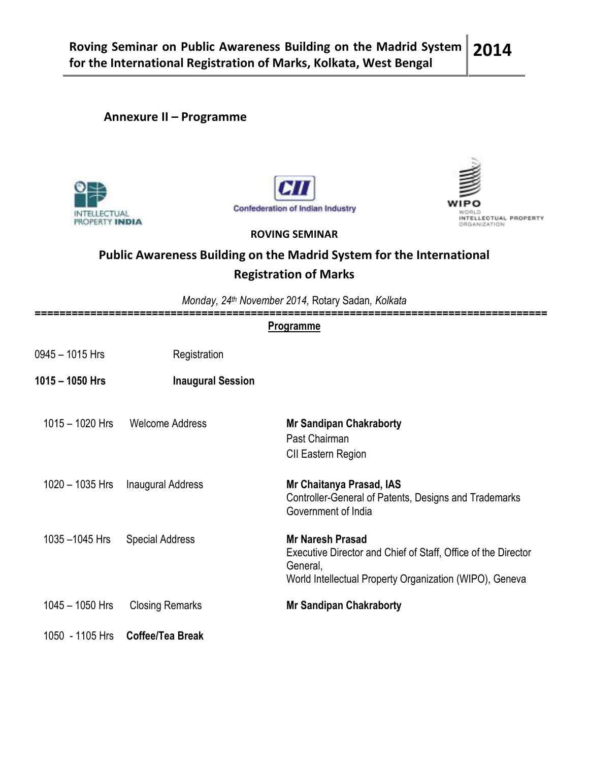## Annexure II – Programme

**ROVING SEMINAR**

## Public Awareness Building on the Madrid System for the International Registration of Marks

*Monday, 24th November 2014,* Rotary Sadan*, Kolkata*

**Programme**

| | | |
|---|---|---|
| 0945 – 1015 Hrs | Registration | |
| **1015 – 1050 Hrs** | **Inaugural Session** | |
| 1015 – 1020 Hrs | Welcome Address | **Mr Sandipan Chakraborty**<br>Past Chairman<br>CII Eastern Region |
| 1020 – 1035 Hrs | Inaugural Address | **Mr Chaitanya Prasad, IAS**<br>Controller-General of Patents, Designs and Trademarks<br>Government of India |
| 1035 –1045 Hrs | Special Address | **Mr Naresh Prasad**<br>Executive Director and Chief of Staff, Office of the Director General,<br>World Intellectual Property Organization (WIPO), Geneva |
| 1045 – 1050 Hrs | Closing Remarks | **Mr Sandipan Chakraborty** |
| 1050 - 1105 Hrs | **Coffee/Tea Break** | |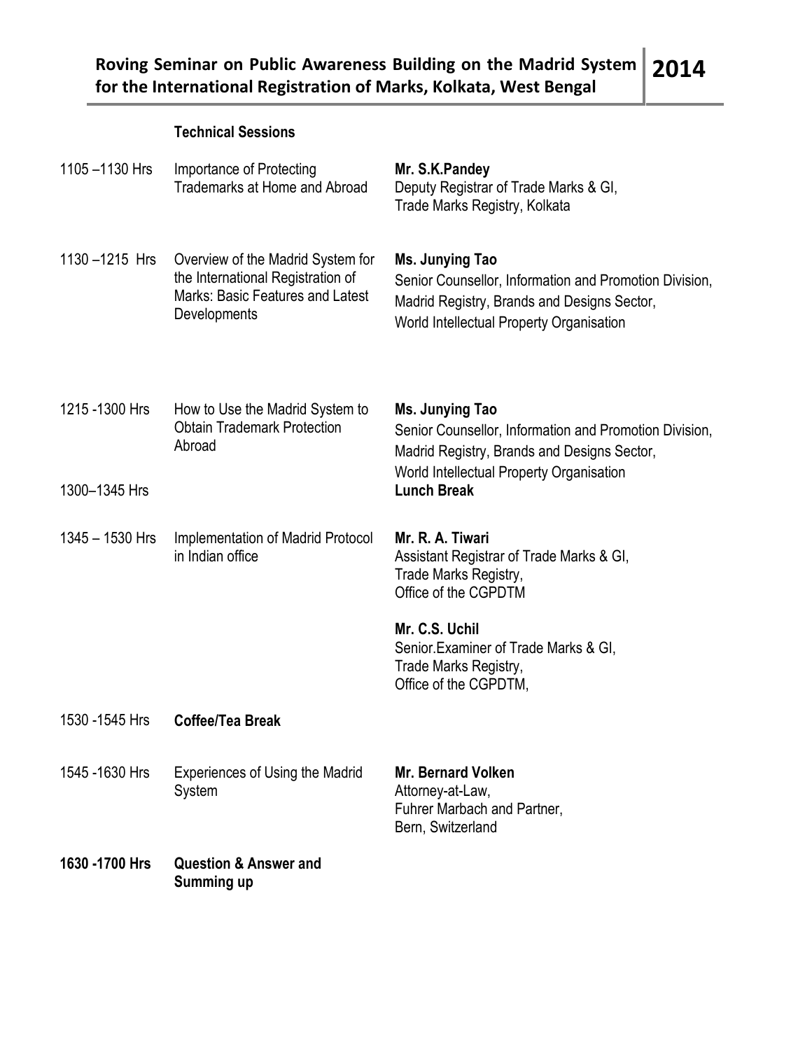**Technical Sessions**

| Time | Session | Speaker |
|---|---|---|
| 1105 –1130 Hrs | Importance of Protecting Trademarks at Home and Abroad | **Mr. S.K.Pandey**<br>Deputy Registrar of Trade Marks & GI,<br>Trade Marks Registry, Kolkata |
| 1130 –1215 Hrs | Overview of the Madrid System for the International Registration of Marks: Basic Features and Latest Developments | **Ms. Junying Tao**<br>Senior Counsellor, Information and Promotion Division,<br>Madrid Registry, Brands and Designs Sector,<br>World Intellectual Property Organisation |
| 1215 -1300 Hrs | How to Use the Madrid System to Obtain Trademark Protection Abroad | **Ms. Junying Tao**<br>Senior Counsellor, Information and Promotion Division,<br>Madrid Registry, Brands and Designs Sector,<br>World Intellectual Property Organisation |
| 1300–1345 Hrs | | **Lunch Break** |
| 1345 – 1530 Hrs | Implementation of Madrid Protocol in Indian office | **Mr. R. A. Tiwari**<br>Assistant Registrar of Trade Marks & GI,<br>Trade Marks Registry,<br>Office of the CGPDTM<br><br>**Mr. C.S. Uchil**<br>Senior.Examiner of Trade Marks & GI,<br>Trade Marks Registry,<br>Office of the CGPDTM, |
| 1530 -1545 Hrs | **Coffee/Tea Break** | |
| 1545 -1630 Hrs | Experiences of Using the Madrid System | **Mr. Bernard Volken**<br>Attorney-at-Law,<br>Fuhrer Marbach and Partner,<br>Bern, Switzerland |
| **1630 -1700 Hrs** | **Question & Answer and Summing up** | |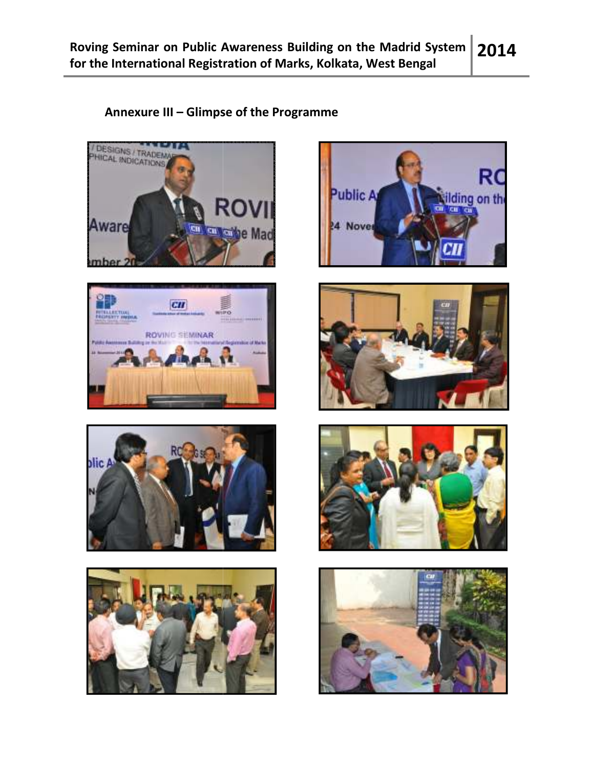## Annexure III – Glimpse of the Programme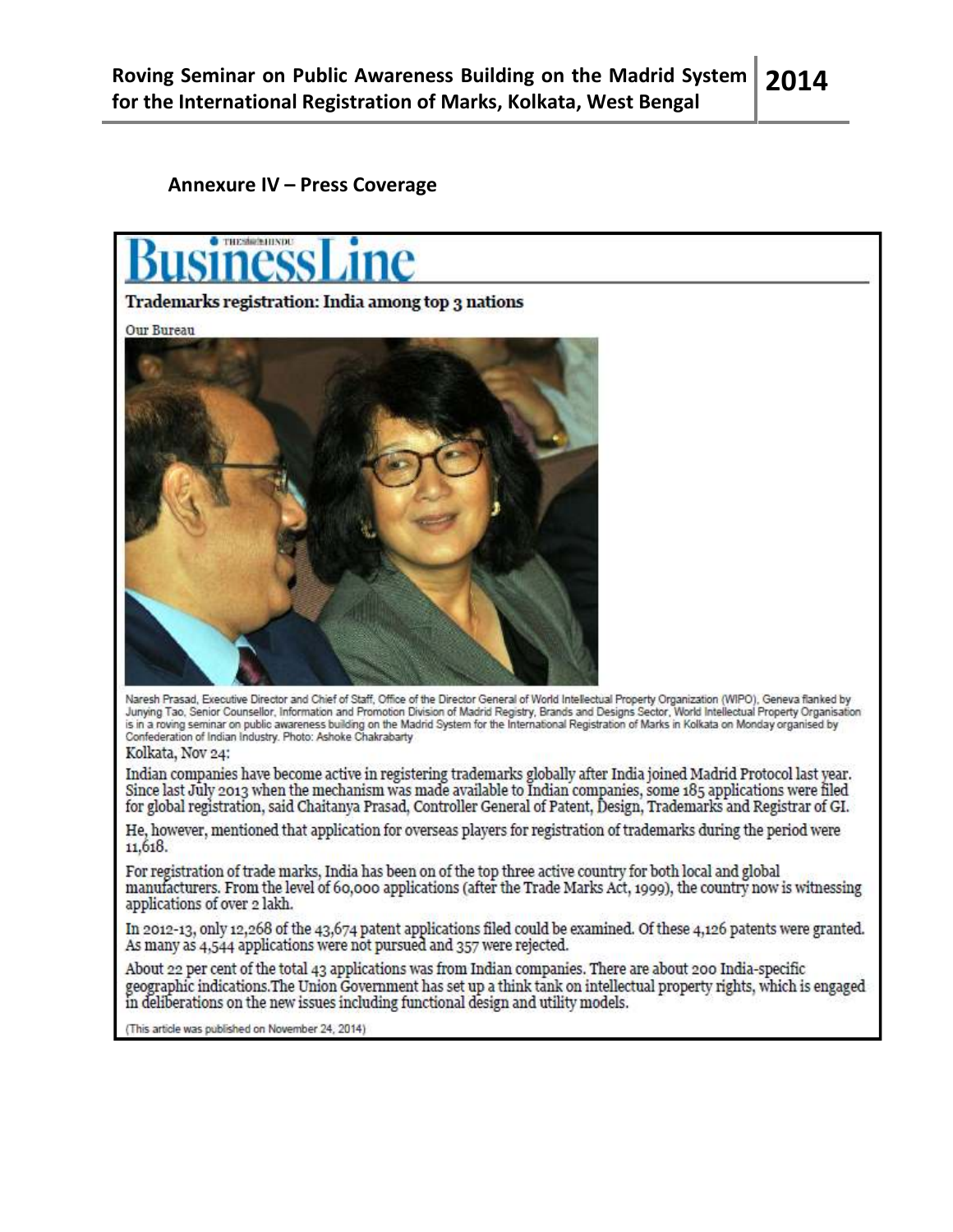## Annexure IV – Press Coverage

**BusinessLine**

### Trademarks registration: India among top 3 nations

Our Bureau

Naresh Prasad, Executive Director and Chief of Staff, Office of the Director General of World Intellectual Property Organization (WIPO), Geneva flanked by Junying Tao, Senior Counsellor, Information and Promotion Division of Madrid Registry, Brands and Designs Sector, World Intellectual Property Organisation is in a roving seminar on public awareness building on the Madrid System for the International Registration of Marks in Kolkata on Monday organised by Confederation of Indian Industry. Photo: Ashoke Chakrabarty

Kolkata, Nov 24:

Indian companies have become active in registering trademarks globally after India joined Madrid Protocol last year. Since last July 2013 when the mechanism was made available to Indian companies, some 185 applications were filed for global registration, said Chaitanya Prasad, Controller General of Patent, Design, Trademarks and Registrar of GI.

He, however, mentioned that application for overseas players for registration of trademarks during the period were 11,618.

For registration of trade marks, India has been on of the top three active country for both local and global manufacturers. From the level of 60,000 applications (after the Trade Marks Act, 1999), the country now is witnessing applications of over 2 lakh.

In 2012-13, only 12,268 of the 43,674 patent applications filed could be examined. Of these 4,126 patents were granted. As many as 4,544 applications were not pursued and 357 were rejected.

About 22 per cent of the total 43 applications was from Indian companies. There are about 200 India-specific geographic indications.The Union Government has set up a think tank on intellectual property rights, which is engaged in deliberations on the new issues including functional design and utility models.

(This article was published on November 24, 2014)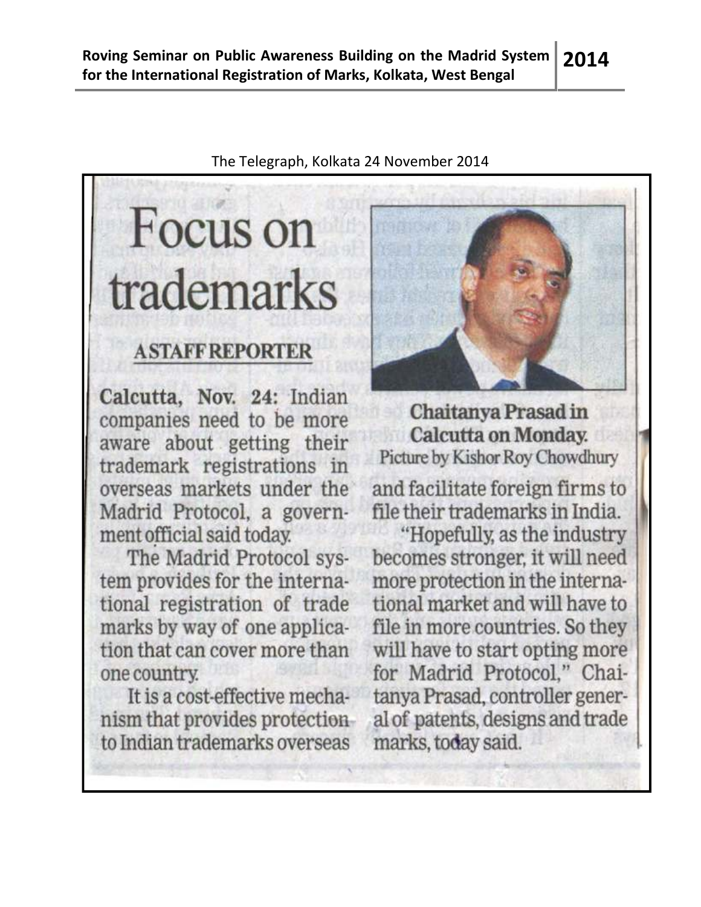The Telegraph, Kolkata 24 November 2014

# Focus on trademarks

**A STAFF REPORTER**

**Calcutta, Nov. 24:** Indian companies need to be more aware about getting their trademark registrations in overseas markets under the Madrid Protocol, a government official said today.

The Madrid Protocol system provides for the international registration of trade marks by way of one application that can cover more than one country.

It is a cost-effective mechanism that provides protection to Indian trademarks overseas and facilitate foreign firms to file their trademarks in India.

"Hopefully, as the industry becomes stronger, it will need more protection in the international market and will have to file in more countries. So they will have to start opting more for Madrid Protocol," Chaitanya Prasad, controller general of patents, designs and trade marks, today said.

**Chaitanya Prasad in Calcutta on Monday.**
Picture by Kishor Roy Chowdhury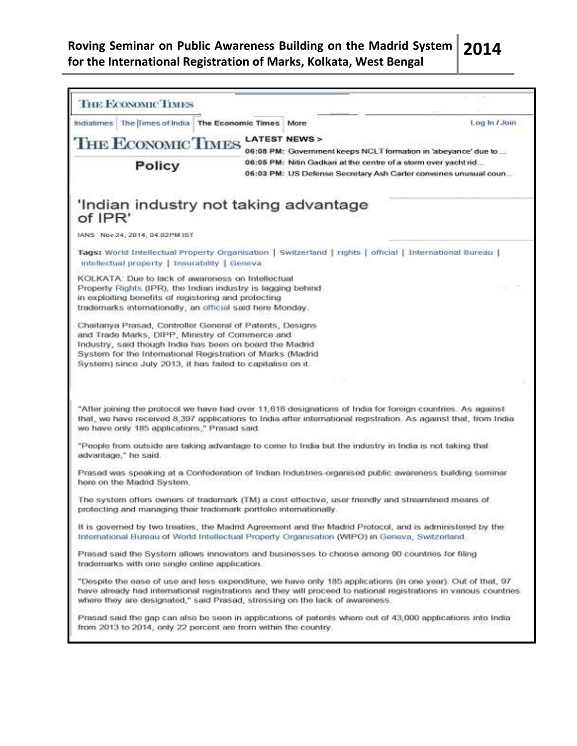THE ECONOMIC TIMES

Indiatimes | The Times of India | The Economic Times | More    Log In / Join

THE ECONOMIC TIMES

**Policy**

LATEST NEWS >

06:08 PM: Government keeps NCLT formation in 'abeyance' due to ...

06:05 PM: Nitin Gadkari at the centre of a storm over yacht rid...

06:03 PM: US Defense Secretary Ash Carter convenes unusual coun...

# 'Indian industry not taking advantage of IPR'

IANS Nov 24, 2014, 04.02PM IST

**Tags:** World Intellectual Property Organisation | Switzerland | rights | official | International Bureau | intellectual property | Insurability | Geneva

KOLKATA: Due to lack of awareness on Intellectual Property Rights (IPR), the Indian industry is lagging behind in exploiting benefits of registering and protecting trademarks internationally, an official said here Monday.

Chaitanya Prasad, Controller General of Patents, Designs and Trade Marks, DIPP, Ministry of Commerce and Industry, said though India has been on board the Madrid System for the International Registration of Marks (Madrid System) since July 2013, it has failed to capitalise on it.

"After joining the protocol we have had over 11,618 designations of India for foreign countries. As against that, we have received 8,397 applications to India after international registration. As against that, from India we have only 185 applications," Prasad said.

"People from outside are taking advantage to come to India but the industry in India is not taking that advantage," he said.

Prasad was speaking at a Confederation of Indian Industries-organised public awareness building seminar here on the Madrid System.

The system offers owners of trademark (TM) a cost effective, user friendly and streamlined means of protecting and managing their trademark portfolio internationally.

It is governed by two treaties, the Madrid Agreement and the Madrid Protocol, and is administered by the International Bureau of World Intellectual Property Organisation (WIPO) in Geneva, Switzerland.

Prasad said the System allows innovators and businesses to choose among 90 countries for filing trademarks with one single online application.

"Despite the ease of use and less expenditure, we have only 185 applications (in one year). Out of that, 97 have already had international registrations and they will proceed to national registrations in various countries where they are designated," said Prasad, stressing on the lack of awareness.

Prasad said the gap can also be seen in applications of patents where out of 43,000 applications into India from 2013 to 2014, only 22 percent are from within the country.